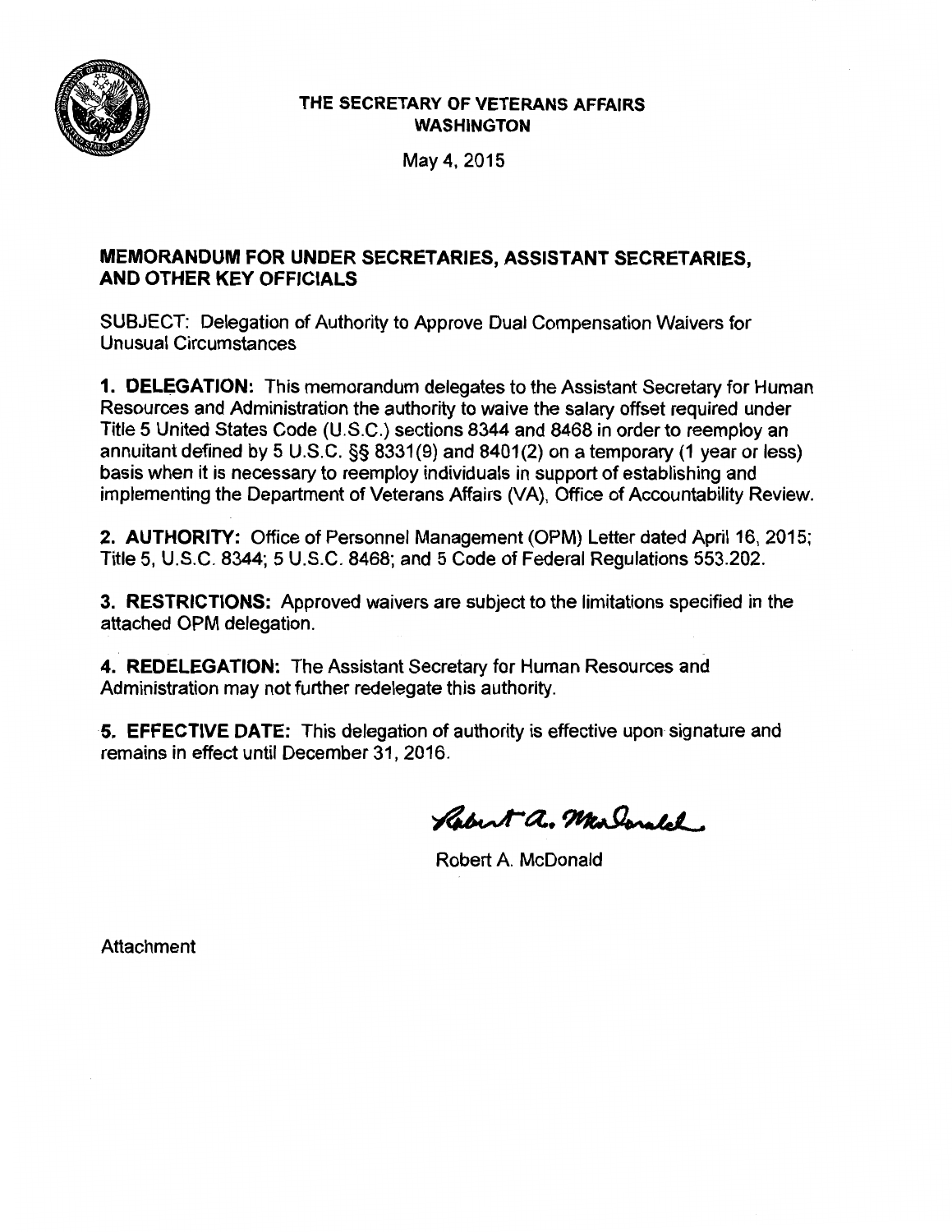**THE SECRETARY OF VETERANS AFFAIRS**
**WASHINGTON**

May 4, 2015

**MEMORANDUM FOR UNDER SECRETARIES, ASSISTANT SECRETARIES, AND OTHER KEY OFFICIALS**

SUBJECT: Delegation of Authority to Approve Dual Compensation Waivers for Unusual Circumstances

**1. DELEGATION:** This memorandum delegates to the Assistant Secretary for Human Resources and Administration the authority to waive the salary offset required under Title 5 United States Code (U.S.C.) sections 8344 and 8468 in order to reemploy an annuitant defined by 5 U.S.C. §§ 8331(9) and 8401(2) on a temporary (1 year or less) basis when it is necessary to reemploy individuals in support of establishing and implementing the Department of Veterans Affairs (VA), Office of Accountability Review.

**2. AUTHORITY:** Office of Personnel Management (OPM) Letter dated April 16, 2015; Title 5, U.S.C. 8344; 5 U.S.C. 8468; and 5 Code of Federal Regulations 553.202.

**3. RESTRICTIONS:** Approved waivers are subject to the limitations specified in the attached OPM delegation.

**4. REDELEGATION:** The Assistant Secretary for Human Resources and Administration may not further redelegate this authority.

**5. EFFECTIVE DATE:** This delegation of authority is effective upon signature and remains in effect until December 31, 2016.

Robert A. McDonald

Attachment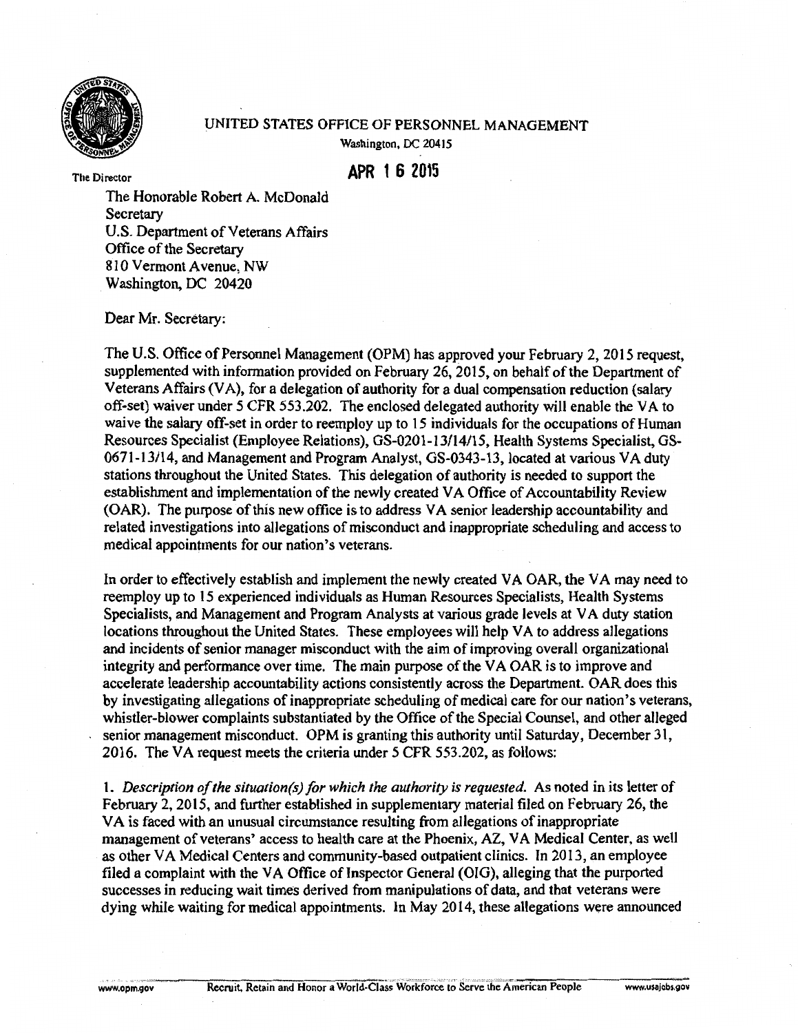UNITED STATES OFFICE OF PERSONNEL MANAGEMENT

Washington, DC 20415

The Director

**APR 16 2015**

The Honorable Robert A. McDonald
Secretary
U.S. Department of Veterans Affairs
Office of the Secretary
810 Vermont Avenue, NW
Washington, DC 20420

Dear Mr. Secretary:

The U.S. Office of Personnel Management (OPM) has approved your February 2, 2015 request, supplemented with information provided on February 26, 2015, on behalf of the Department of Veterans Affairs (VA), for a delegation of authority for a dual compensation reduction (salary off-set) waiver under 5 CFR 553.202. The enclosed delegated authority will enable the VA to waive the salary off-set in order to reemploy up to 15 individuals for the occupations of Human Resources Specialist (Employee Relations), GS-0201-13/14/15, Health Systems Specialist, GS-0671-13/14, and Management and Program Analyst, GS-0343-13, located at various VA duty stations throughout the United States. This delegation of authority is needed to support the establishment and implementation of the newly created VA Office of Accountability Review (OAR). The purpose of this new office is to address VA senior leadership accountability and related investigations into allegations of misconduct and inappropriate scheduling and access to medical appointments for our nation's veterans.

In order to effectively establish and implement the newly created VA OAR, the VA may need to reemploy up to 15 experienced individuals as Human Resources Specialists, Health Systems Specialists, and Management and Program Analysts at various grade levels at VA duty station locations throughout the United States. These employees will help VA to address allegations and incidents of senior manager misconduct with the aim of improving overall organizational integrity and performance over time. The main purpose of the VA OAR is to improve and accelerate leadership accountability actions consistently across the Department. OAR does this by investigating allegations of inappropriate scheduling of medical care for our nation's veterans, whistler-blower complaints substantiated by the Office of the Special Counsel, and other alleged senior management misconduct. OPM is granting this authority until Saturday, December 31, 2016. The VA request meets the criteria under 5 CFR 553.202, as follows:

1. *Description of the situation(s) for which the authority is requested.* As noted in its letter of February 2, 2015, and further established in supplementary material filed on February 26, the VA is faced with an unusual circumstance resulting from allegations of inappropriate management of veterans' access to health care at the Phoenix, AZ, VA Medical Center, as well as other VA Medical Centers and community-based outpatient clinics. In 2013, an employee filed a complaint with the VA Office of Inspector General (OIG), alleging that the purported successes in reducing wait times derived from manipulations of data, and that veterans were dying while waiting for medical appointments. In May 2014, these allegations were announced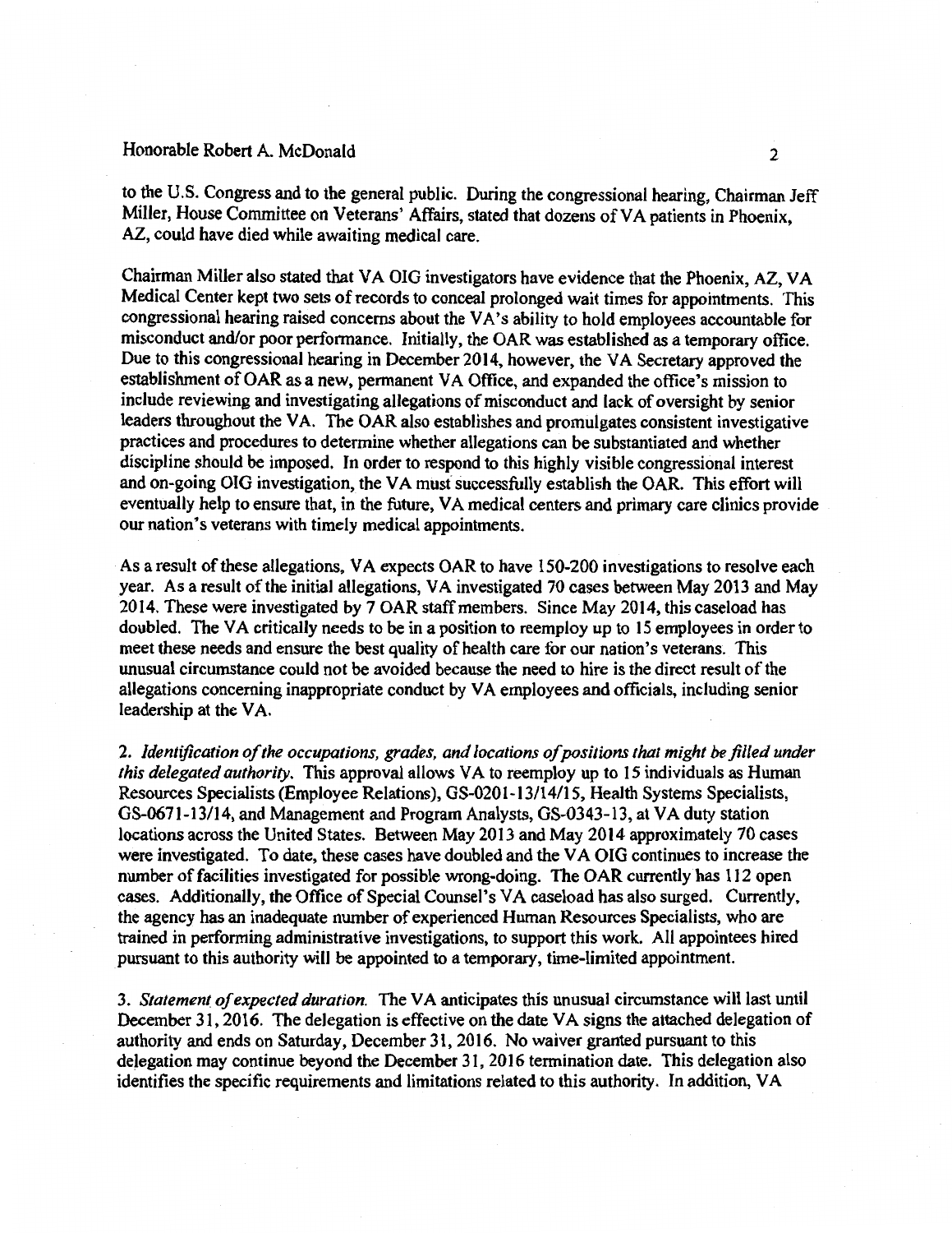to the U.S. Congress and to the general public. During the congressional hearing, Chairman Jeff Miller, House Committee on Veterans' Affairs, stated that dozens of VA patients in Phoenix, AZ, could have died while awaiting medical care.

Chairman Miller also stated that VA OIG investigators have evidence that the Phoenix, AZ, VA Medical Center kept two sets of records to conceal prolonged wait times for appointments. This congressional hearing raised concerns about the VA's ability to hold employees accountable for misconduct and/or poor performance. Initially, the OAR was established as a temporary office. Due to this congressional hearing in December 2014, however, the VA Secretary approved the establishment of OAR as a new, permanent VA Office, and expanded the office's mission to include reviewing and investigating allegations of misconduct and lack of oversight by senior leaders throughout the VA. The OAR also establishes and promulgates consistent investigative practices and procedures to determine whether allegations can be substantiated and whether discipline should be imposed. In order to respond to this highly visible congressional interest and on-going OIG investigation, the VA must successfully establish the OAR. This effort will eventually help to ensure that, in the future, VA medical centers and primary care clinics provide our nation's veterans with timely medical appointments.

As a result of these allegations, VA expects OAR to have 150-200 investigations to resolve each year. As a result of the initial allegations, VA investigated 70 cases between May 2013 and May 2014. These were investigated by 7 OAR staff members. Since May 2014, this caseload has doubled. The VA critically needs to be in a position to reemploy up to 15 employees in order to meet these needs and ensure the best quality of health care for our nation's veterans. This unusual circumstance could not be avoided because the need to hire is the direct result of the allegations concerning inappropriate conduct by VA employees and officials, including senior leadership at the VA.

2. *Identification of the occupations, grades, and locations of positions that might be filled under this delegated authority.* This approval allows VA to reemploy up to 15 individuals as Human Resources Specialists (Employee Relations), GS-0201-13/14/15, Health Systems Specialists, GS-0671-13/14, and Management and Program Analysts, GS-0343-13, at VA duty station locations across the United States. Between May 2013 and May 2014 approximately 70 cases were investigated. To date, these cases have doubled and the VA OIG continues to increase the number of facilities investigated for possible wrong-doing. The OAR currently has 112 open cases. Additionally, the Office of Special Counsel's VA caseload has also surged. Currently, the agency has an inadequate number of experienced Human Resources Specialists, who are trained in performing administrative investigations, to support this work. All appointees hired pursuant to this authority will be appointed to a temporary, time-limited appointment.

3. *Statement of expected duration.* The VA anticipates this unusual circumstance will last until December 31, 2016. The delegation is effective on the date VA signs the attached delegation of authority and ends on Saturday, December 31, 2016. No waiver granted pursuant to this delegation may continue beyond the December 31, 2016 termination date. This delegation also identifies the specific requirements and limitations related to this authority. In addition, VA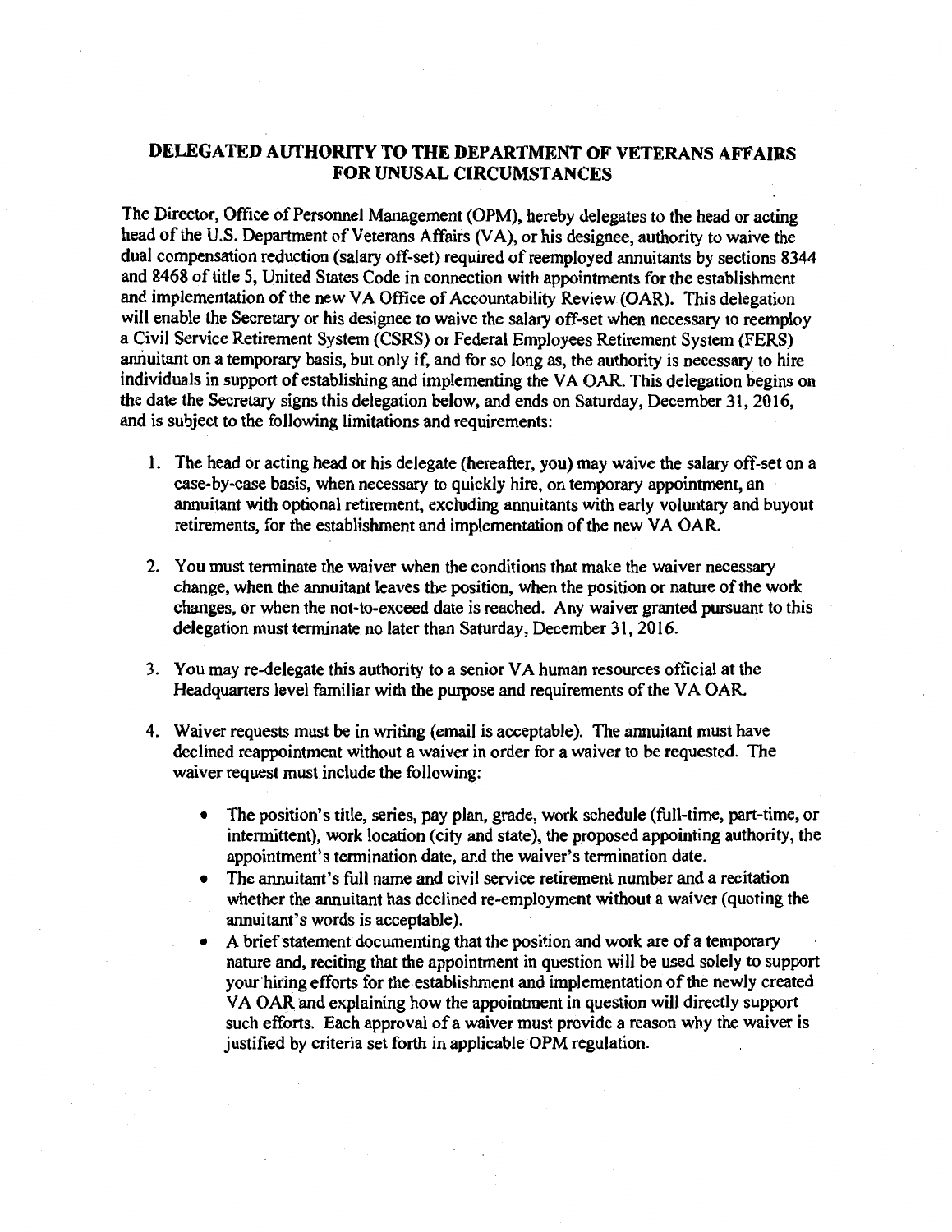## DELEGATED AUTHORITY TO THE DEPARTMENT OF VETERANS AFFAIRS FOR UNUSAL CIRCUMSTANCES

The Director, Office of Personnel Management (OPM), hereby delegates to the head or acting head of the U.S. Department of Veterans Affairs (VA), or his designee, authority to waive the dual compensation reduction (salary off-set) required of reemployed annuitants by sections 8344 and 8468 of title 5, United States Code in connection with appointments for the establishment and implementation of the new VA Office of Accountability Review (OAR). This delegation will enable the Secretary or his designee to waive the salary off-set when necessary to reemploy a Civil Service Retirement System (CSRS) or Federal Employees Retirement System (FERS) annuitant on a temporary basis, but only if, and for so long as, the authority is necessary to hire individuals in support of establishing and implementing the VA OAR. This delegation begins on the date the Secretary signs this delegation below, and ends on Saturday, December 31, 2016, and is subject to the following limitations and requirements:

1. The head or acting head or his delegate (hereafter, you) may waive the salary off-set on a case-by-case basis, when necessary to quickly hire, on temporary appointment, an annuitant with optional retirement, excluding annuitants with early voluntary and buyout retirements, for the establishment and implementation of the new VA OAR.

2. You must terminate the waiver when the conditions that make the waiver necessary change, when the annuitant leaves the position, when the position or nature of the work changes, or when the not-to-exceed date is reached. Any waiver granted pursuant to this delegation must terminate no later than Saturday, December 31, 2016.

3. You may re-delegate this authority to a senior VA human resources official at the Headquarters level familiar with the purpose and requirements of the VA OAR.

4. Waiver requests must be in writing (email is acceptable). The annuitant must have declined reappointment without a waiver in order for a waiver to be requested. The waiver request must include the following:

   - The position's title, series, pay plan, grade, work schedule (full-time, part-time, or intermittent), work location (city and state), the proposed appointing authority, the appointment's termination date, and the waiver's termination date.
   - The annuitant's full name and civil service retirement number and a recitation whether the annuitant has declined re-employment without a waiver (quoting the annuitant's words is acceptable).
   - A brief statement documenting that the position and work are of a temporary nature and, reciting that the appointment in question will be used solely to support your hiring efforts for the establishment and implementation of the newly created VA OAR and explaining how the appointment in question will directly support such efforts. Each approval of a waiver must provide a reason why the waiver is justified by criteria set forth in applicable OPM regulation.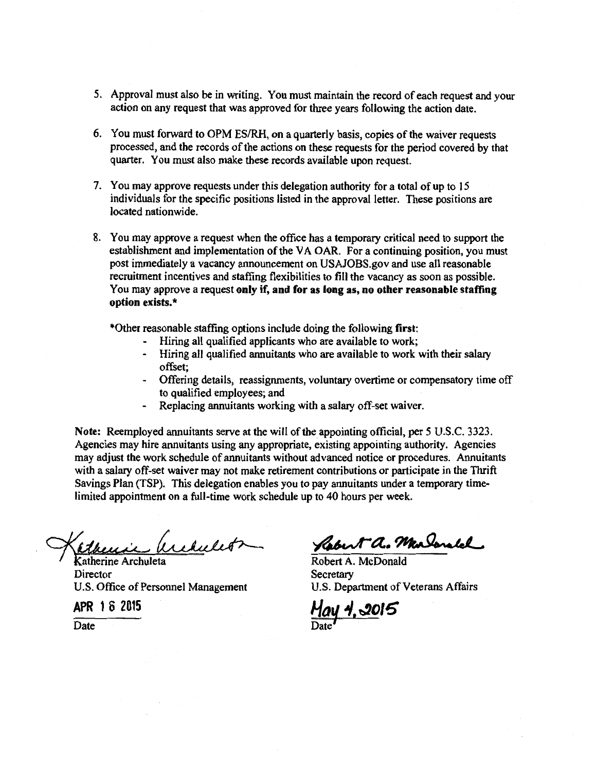5. Approval must also be in writing. You must maintain the record of each request and your action on any request that was approved for three years following the action date.

6. You must forward to OPM ES/RH, on a quarterly basis, copies of the waiver requests processed, and the records of the actions on these requests for the period covered by that quarter. You must also make these records available upon request.

7. You may approve requests under this delegation authority for a total of up to 15 individuals for the specific positions listed in the approval letter. These positions are located nationwide.

8. You may approve a request when the office has a temporary critical need to support the establishment and implementation of the VA OAR. For a continuing position, you must post immediately a vacancy announcement on USAJOBS.gov and use all reasonable recruitment incentives and staffing flexibilities to fill the vacancy as soon as possible. You may approve a request **only if, and for as long as, no other reasonable staffing option exists.***

   *Other reasonable staffing options include doing the following **first**:
   - Hiring all qualified applicants who are available to work;
   - Hiring all qualified annuitants who are available to work with their salary offset;
   - Offering details, reassignments, voluntary overtime or compensatory time off to qualified employees; and
   - Replacing annuitants working with a salary off-set waiver.

**Note:** Reemployed annuitants serve at the will of the appointing official, per 5 U.S.C. 3323. Agencies may hire annuitants using any appropriate, existing appointing authority. Agencies may adjust the work schedule of annuitants without advanced notice or procedures. Annuitants with a salary off-set waiver may not make retirement contributions or participate in the Thrift Savings Plan (TSP). This delegation enables you to pay annuitants under a temporary time-limited appointment on a full-time work schedule up to 40 hours per week.

Katherine Archuleta
Director
U.S. Office of Personnel Management

APR 16 2015
Date

Robert A. McDonald
Secretary
U.S. Department of Veterans Affairs

May 4, 2015
Date